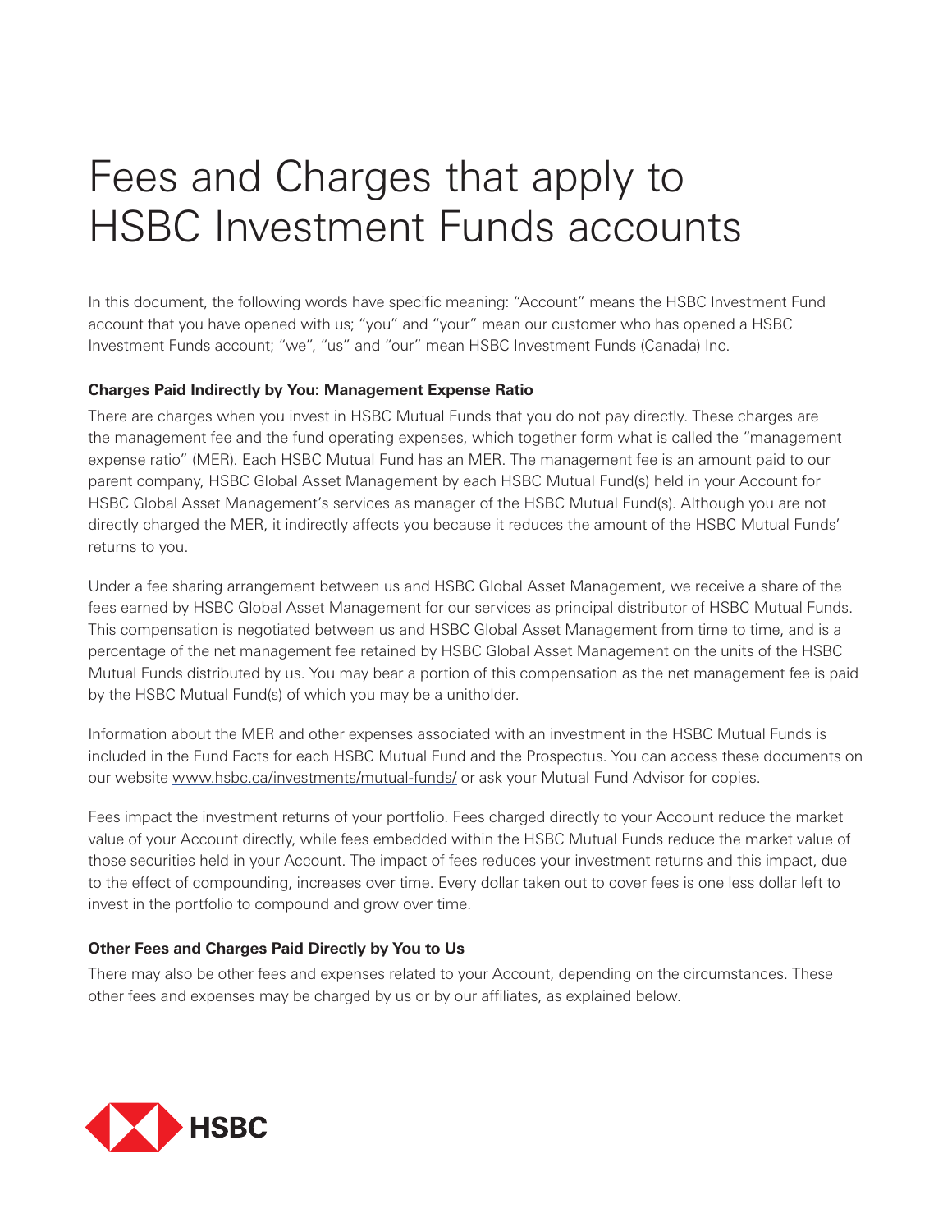# Fees and Charges that apply to HSBC Investment Funds accounts

In this document, the following words have specific meaning: "Account" means the HSBC Investment Fund account that you have opened with us; "you" and "your" mean our customer who has opened a HSBC Investment Funds account; "we", "us" and "our" mean HSBC Investment Funds (Canada) Inc.

**Charges Paid Indirectly by You: Management Expense Ratio**

There are charges when you invest in HSBC Mutual Funds that you do not pay directly. These charges are the management fee and the fund operating expenses, which together form what is called the "management expense ratio" (MER). Each HSBC Mutual Fund has an MER. The management fee is an amount paid to our parent company, HSBC Global Asset Management by each HSBC Mutual Fund(s) held in your Account for HSBC Global Asset Management's services as manager of the HSBC Mutual Fund(s). Although you are not directly charged the MER, it indirectly affects you because it reduces the amount of the HSBC Mutual Funds' returns to you.

Under a fee sharing arrangement between us and HSBC Global Asset Management, we receive a share of the fees earned by HSBC Global Asset Management for our services as principal distributor of HSBC Mutual Funds. This compensation is negotiated between us and HSBC Global Asset Management from time to time, and is a percentage of the net management fee retained by HSBC Global Asset Management on the units of the HSBC Mutual Funds distributed by us. You may bear a portion of this compensation as the net management fee is paid by the HSBC Mutual Fund(s) of which you may be a unitholder.

Information about the MER and other expenses associated with an investment in the HSBC Mutual Funds is included in the Fund Facts for each HSBC Mutual Fund and the Prospectus. You can access these documents on our website www.hsbc.ca/investments/mutual-funds/ or ask your Mutual Fund Advisor for copies.

Fees impact the investment returns of your portfolio. Fees charged directly to your Account reduce the market value of your Account directly, while fees embedded within the HSBC Mutual Funds reduce the market value of those securities held in your Account. The impact of fees reduces your investment returns and this impact, due to the effect of compounding, increases over time. Every dollar taken out to cover fees is one less dollar left to invest in the portfolio to compound and grow over time.

**Other Fees and Charges Paid Directly by You to Us**

There may also be other fees and expenses related to your Account, depending on the circumstances. These other fees and expenses may be charged by us or by our affiliates, as explained below.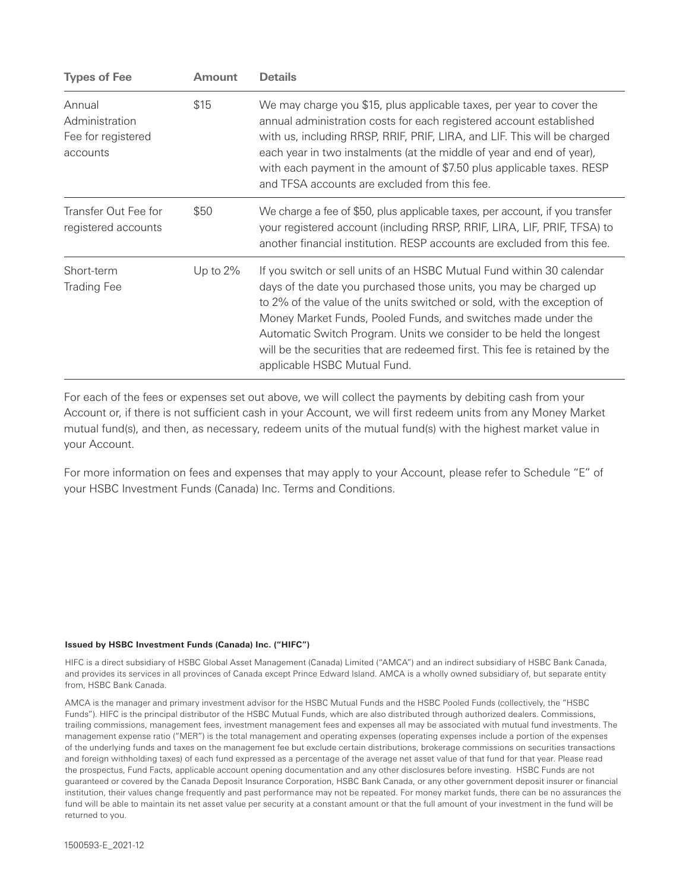| Types of Fee | Amount | Details |
|---|---|---|
| Annual Administration Fee for registered accounts | $15 | We may charge you $15, plus applicable taxes, per year to cover the annual administration costs for each registered account established with us, including RRSP, RRIF, PRIF, LIRA, and LIF. This will be charged each year in two instalments (at the middle of year and end of year), with each payment in the amount of $7.50 plus applicable taxes. RESP and TFSA accounts are excluded from this fee. |
| Transfer Out Fee for registered accounts | $50 | We charge a fee of $50, plus applicable taxes, per account, if you transfer your registered account (including RRSP, RRIF, LIRA, LIF, PRIF, TFSA) to another financial institution. RESP accounts are excluded from this fee. |
| Short-term Trading Fee | Up to 2% | If you switch or sell units of an HSBC Mutual Fund within 30 calendar days of the date you purchased those units, you may be charged up to 2% of the value of the units switched or sold, with the exception of Money Market Funds, Pooled Funds, and switches made under the Automatic Switch Program. Units we consider to be held the longest will be the securities that are redeemed first. This fee is retained by the applicable HSBC Mutual Fund. |

For each of the fees or expenses set out above, we will collect the payments by debiting cash from your Account or, if there is not sufficient cash in your Account, we will first redeem units from any Money Market mutual fund(s), and then, as necessary, redeem units of the mutual fund(s) with the highest market value in your Account.

For more information on fees and expenses that may apply to your Account, please refer to Schedule "E" of your HSBC Investment Funds (Canada) Inc. Terms and Conditions.

**Issued by HSBC Investment Funds (Canada) Inc. ("HIFC")**

HIFC is a direct subsidiary of HSBC Global Asset Management (Canada) Limited ("AMCA") and an indirect subsidiary of HSBC Bank Canada, and provides its services in all provinces of Canada except Prince Edward Island. AMCA is a wholly owned subsidiary of, but separate entity from, HSBC Bank Canada.

AMCA is the manager and primary investment advisor for the HSBC Mutual Funds and the HSBC Pooled Funds (collectively, the "HSBC Funds"). HIFC is the principal distributor of the HSBC Mutual Funds, which are also distributed through authorized dealers. Commissions, trailing commissions, management fees, investment management fees and expenses all may be associated with mutual fund investments. The management expense ratio ("MER") is the total management and operating expenses (operating expenses include a portion of the expenses of the underlying funds and taxes on the management fee but exclude certain distributions, brokerage commissions on securities transactions and foreign withholding taxes) of each fund expressed as a percentage of the average net asset value of that fund for that year. Please read the prospectus, Fund Facts, applicable account opening documentation and any other disclosures before investing. HSBC Funds are not guaranteed or covered by the Canada Deposit Insurance Corporation, HSBC Bank Canada, or any other government deposit insurer or financial institution, their values change frequently and past performance may not be repeated. For money market funds, there can be no assurances the fund will be able to maintain its net asset value per security at a constant amount or that the full amount of your investment in the fund will be returned to you.

1500593-E_2021-12